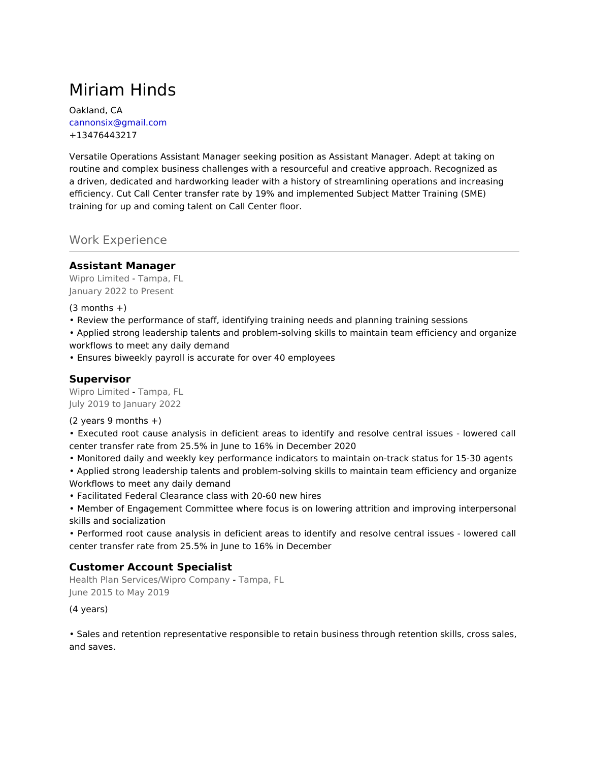# Miriam Hinds

Oakland, CA
cannonsix@gmail.com
+13476443217

Versatile Operations Assistant Manager seeking position as Assistant Manager. Adept at taking on routine and complex business challenges with a resourceful and creative approach. Recognized as a driven, dedicated and hardworking leader with a history of streamlining operations and increasing efficiency. Cut Call Center transfer rate by 19% and implemented Subject Matter Training (SME) training for up and coming talent on Call Center floor.

## Work Experience

### Assistant Manager

Wipro Limited - Tampa, FL
January 2022 to Present

(3 months +)
• Review the performance of staff, identifying training needs and planning training sessions
• Applied strong leadership talents and problem-solving skills to maintain team efficiency and organize workflows to meet any daily demand
• Ensures biweekly payroll is accurate for over 40 employees

### Supervisor

Wipro Limited - Tampa, FL
July 2019 to January 2022

(2 years 9 months +)
• Executed root cause analysis in deficient areas to identify and resolve central issues - lowered call center transfer rate from 25.5% in June to 16% in December 2020
• Monitored daily and weekly key performance indicators to maintain on-track status for 15-30 agents
• Applied strong leadership talents and problem-solving skills to maintain team efficiency and organize Workflows to meet any daily demand
• Facilitated Federal Clearance class with 20-60 new hires
• Member of Engagement Committee where focus is on lowering attrition and improving interpersonal skills and socialization
• Performed root cause analysis in deficient areas to identify and resolve central issues - lowered call center transfer rate from 25.5% in June to 16% in December

### Customer Account Specialist

Health Plan Services/Wipro Company - Tampa, FL
June 2015 to May 2019

(4 years)

• Sales and retention representative responsible to retain business through retention skills, cross sales, and saves.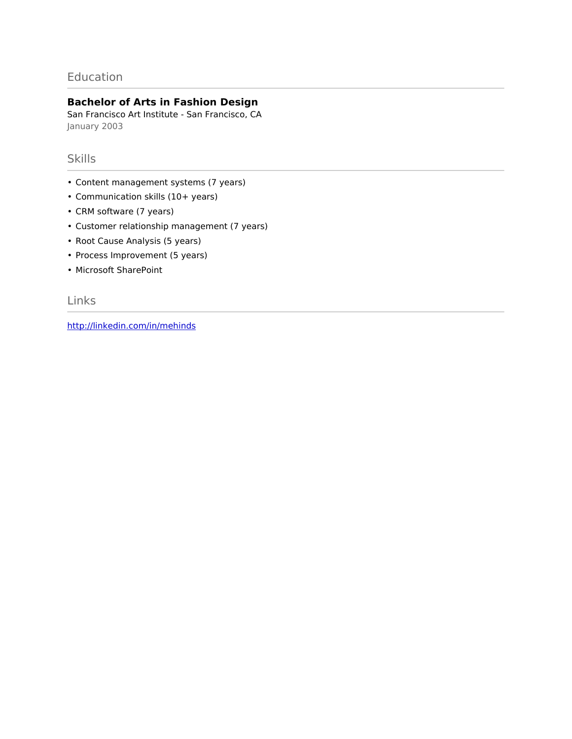## Education

**Bachelor of Arts in Fashion Design**
San Francisco Art Institute - San Francisco, CA
January 2003

## Skills

- Content management systems (7 years)
- Communication skills (10+ years)
- CRM software (7 years)
- Customer relationship management (7 years)
- Root Cause Analysis (5 years)
- Process Improvement (5 years)
- Microsoft SharePoint

## Links

http://linkedin.com/in/mehinds